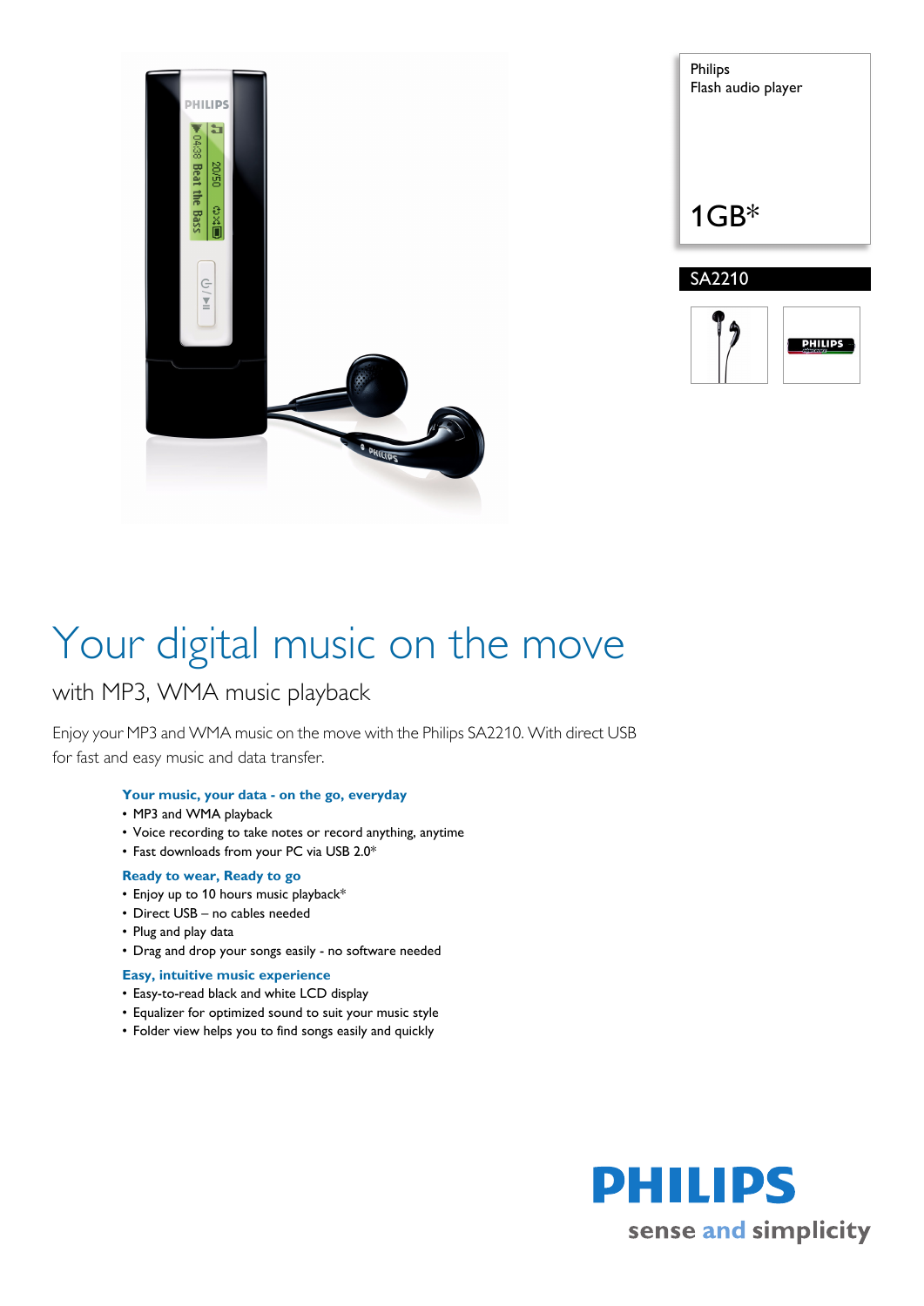Philips
Flash audio player

1GB*

SA2210

# Your digital music on the move

## with MP3, WMA music playback

Enjoy your MP3 and WMA music on the move with the Philips SA2210. With direct USB for fast and easy music and data transfer.

### Your music, your data - on the go, everyday

- MP3 and WMA playback
- Voice recording to take notes or record anything, anytime
- Fast downloads from your PC via USB 2.0*

### Ready to wear, Ready to go

- Enjoy up to 10 hours music playback*
- Direct USB – no cables needed
- Plug and play data
- Drag and drop your songs easily - no software needed

### Easy, intuitive music experience

- Easy-to-read black and white LCD display
- Equalizer for optimized sound to suit your music style
- Folder view helps you to find songs easily and quickly

PHILIPS
sense and simplicity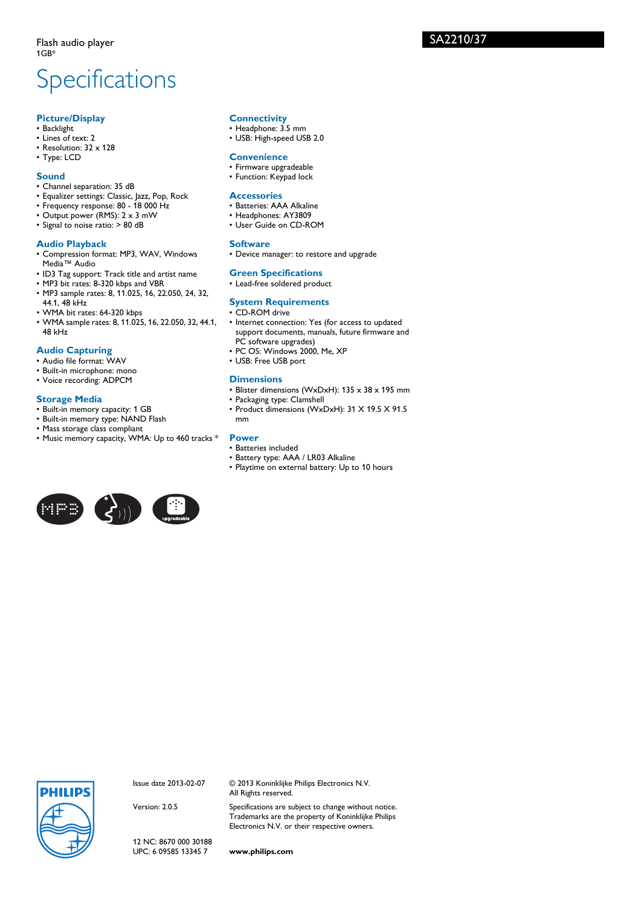Flash audio player
1GB*

SA2210/37

# Specifications

## Picture/Display
- Backlight
- Lines of text: 2
- Resolution: 32 x 128
- Type: LCD

## Sound
- Channel separation: 35 dB
- Equalizer settings: Classic, Jazz, Pop, Rock
- Frequency response: 80 - 18 000 Hz
- Output power (RMS): 2 x 3 mW
- Signal to noise ratio: > 80 dB

## Audio Playback
- Compression format: MP3, WAV, Windows Media™ Audio
- ID3 Tag support: Track title and artist name
- MP3 bit rates: 8-320 kbps and VBR
- MP3 sample rates: 8, 11.025, 16, 22.050, 24, 32, 44.1, 48 kHz
- WMA bit rates: 64-320 kbps
- WMA sample rates: 8, 11.025, 16, 22.050, 32, 44.1, 48 kHz

## Audio Capturing
- Audio file format: WAV
- Built-in microphone: mono
- Voice recording: ADPCM

## Storage Media
- Built-in memory capacity: 1 GB
- Built-in memory type: NAND Flash
- Mass storage class compliant
- Music memory capacity, WMA: Up to 460 tracks *

## Connectivity
- Headphone: 3.5 mm
- USB: High-speed USB 2.0

## Convenience
- Firmware upgradeable
- Function: Keypad lock

## Accessories
- Batteries: AAA Alkaline
- Headphones: AY3809
- User Guide on CD-ROM

## Software
- Device manager: to restore and upgrade

## Green Specifications
- Lead-free soldered product

## System Requirements
- CD-ROM drive
- Internet connection: Yes (for access to updated support documents, manuals, future firmware and PC software upgrades)
- PC OS: Windows 2000, Me, XP
- USB: Free USB port

## Dimensions
- Blister dimensions (WxDxH): 135 x 38 x 195 mm
- Packaging type: Clamshell
- Product dimensions (WxDxH): 31 X 19.5 X 91.5 mm

## Power
- Batteries included
- Battery type: AAA / LR03 Alkaline
- Playtime on external battery: Up to 10 hours

Issue date 2013-02-07

Version: 2.0.5

12 NC: 8670 000 30188
UPC: 6 09585 13345 7

© 2013 Koninklijke Philips Electronics N.V.
All Rights reserved.

Specifications are subject to change without notice. Trademarks are the property of Koninklijke Philips Electronics N.V. or their respective owners.

www.philips.com